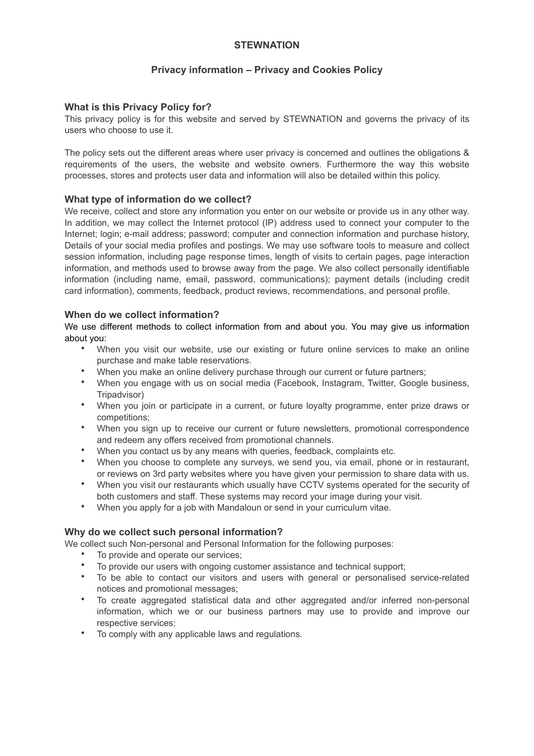# STEWNATION

## Privacy information – Privacy and Cookies Policy

### What is this Privacy Policy for?

This privacy policy is for this website and served by STEWNATION and governs the privacy of its users who choose to use it.

The policy sets out the different areas where user privacy is concerned and outlines the obligations & requirements of the users, the website and website owners. Furthermore the way this website processes, stores and protects user data and information will also be detailed within this policy.

### What type of information do we collect?

We receive, collect and store any information you enter on our website or provide us in any other way. In addition, we may collect the Internet protocol (IP) address used to connect your computer to the Internet; login; e-mail address; password; computer and connection information and purchase history, Details of your social media profiles and postings. We may use software tools to measure and collect session information, including page response times, length of visits to certain pages, page interaction information, and methods used to browse away from the page. We also collect personally identifiable information (including name, email, password, communications); payment details (including credit card information), comments, feedback, product reviews, recommendations, and personal profile.

### When do we collect information?

We use different methods to collect information from and about you. You may give us information about you:

- When you visit our website, use our existing or future online services to make an online purchase and make table reservations.
- When you make an online delivery purchase through our current or future partners;
- When you engage with us on social media (Facebook, Instagram, Twitter, Google business, Tripadvisor)
- When you join or participate in a current, or future loyalty programme, enter prize draws or competitions;
- When you sign up to receive our current or future newsletters, promotional correspondence and redeem any offers received from promotional channels.
- When you contact us by any means with queries, feedback, complaints etc.
- When you choose to complete any surveys, we send you, via email, phone or in restaurant, or reviews on 3rd party websites where you have given your permission to share data with us.
- When you visit our restaurants which usually have CCTV systems operated for the security of both customers and staff. These systems may record your image during your visit.
- When you apply for a job with Mandaloun or send in your curriculum vitae.

### Why do we collect such personal information?

We collect such Non-personal and Personal Information for the following purposes:

- To provide and operate our services;
- To provide our users with ongoing customer assistance and technical support;
- To be able to contact our visitors and users with general or personalised service-related notices and promotional messages;
- To create aggregated statistical data and other aggregated and/or inferred non-personal information, which we or our business partners may use to provide and improve our respective services;
- To comply with any applicable laws and regulations.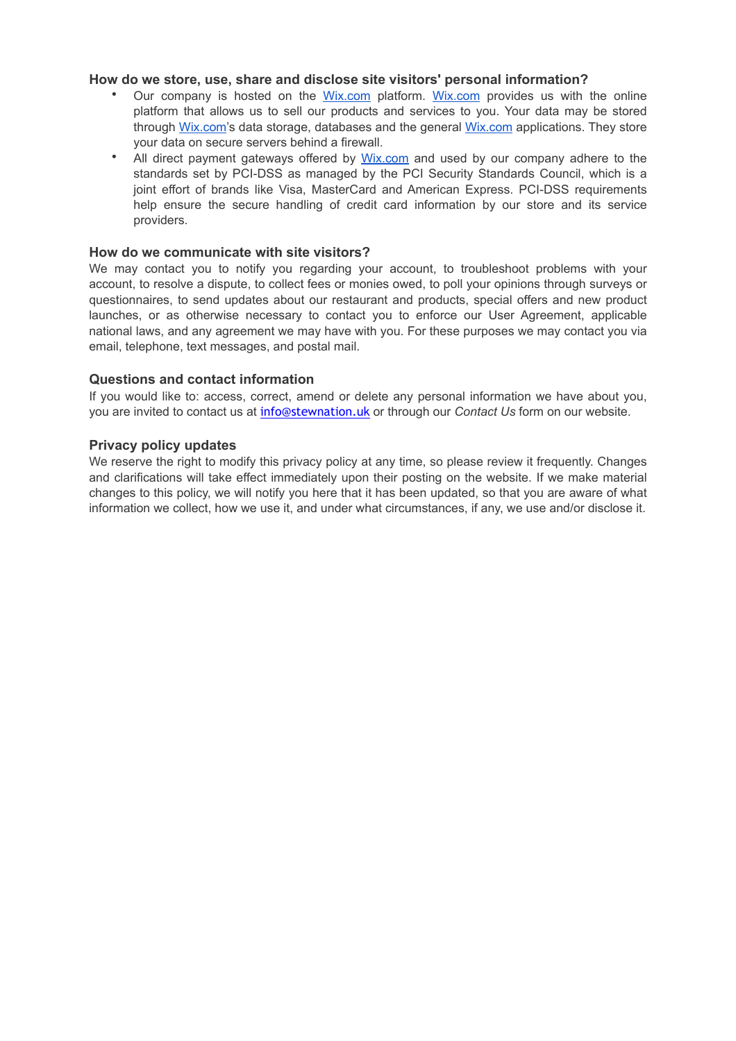### How do we store, use, share and disclose site visitors' personal information?

- Our company is hosted on the Wix.com platform. Wix.com provides us with the online platform that allows us to sell our products and services to you. Your data may be stored through Wix.com's data storage, databases and the general Wix.com applications. They store your data on secure servers behind a firewall.
- All direct payment gateways offered by Wix.com and used by our company adhere to the standards set by PCI-DSS as managed by the PCI Security Standards Council, which is a joint effort of brands like Visa, MasterCard and American Express. PCI-DSS requirements help ensure the secure handling of credit card information by our store and its service providers.

### How do we communicate with site visitors?

We may contact you to notify you regarding your account, to troubleshoot problems with your account, to resolve a dispute, to collect fees or monies owed, to poll your opinions through surveys or questionnaires, to send updates about our restaurant and products, special offers and new product launches, or as otherwise necessary to contact you to enforce our User Agreement, applicable national laws, and any agreement we may have with you. For these purposes we may contact you via email, telephone, text messages, and postal mail.

### Questions and contact information

If you would like to: access, correct, amend or delete any personal information we have about you, you are invited to contact us at info@stewnation.uk or through our *Contact Us* form on our website.

### Privacy policy updates

We reserve the right to modify this privacy policy at any time, so please review it frequently. Changes and clarifications will take effect immediately upon their posting on the website. If we make material changes to this policy, we will notify you here that it has been updated, so that you are aware of what information we collect, how we use it, and under what circumstances, if any, we use and/or disclose it.